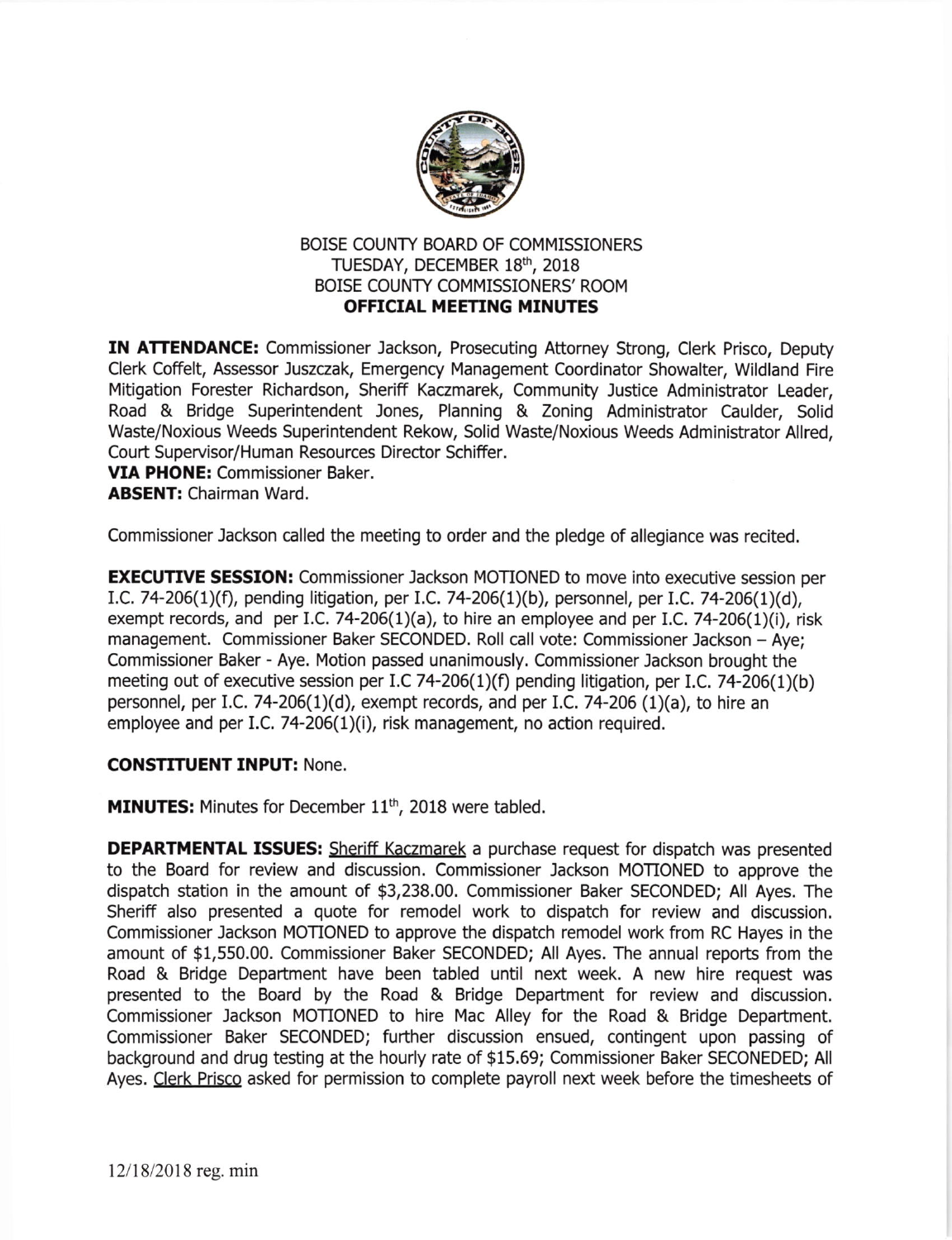# BOISE COUNTY BOARD OF COMMISSIONERS
## TUESDAY, DECEMBER 18th, 2018
## BOISE COUNTY COMMISSIONERS' ROOM
## OFFICIAL MEETING MINUTES

**IN ATTENDANCE:** Commissioner Jackson, Prosecuting Attorney Strong, Clerk Prisco, Deputy Clerk Coffelt, Assessor Juszczak, Emergency Management Coordinator Showalter, Wildland Fire Mitigation Forester Richardson, Sheriff Kaczmarek, Community Justice Administrator Leader, Road & Bridge Superintendent Jones, Planning & Zoning Administrator Caulder, Solid Waste/Noxious Weeds Superintendent Rekow, Solid Waste/Noxious Weeds Administrator Allred, Court Supervisor/Human Resources Director Schiffer.
**VIA PHONE:** Commissioner Baker.
**ABSENT:** Chairman Ward.

Commissioner Jackson called the meeting to order and the pledge of allegiance was recited.

**EXECUTIVE SESSION:** Commissioner Jackson MOTIONED to move into executive session per I.C. 74-206(1)(f), pending litigation, per I.C. 74-206(1)(b), personnel, per I.C. 74-206(1)(d), exempt records, and per I.C. 74-206(1)(a), to hire an employee and per I.C. 74-206(1)(i), risk management. Commissioner Baker SECONDED. Roll call vote: Commissioner Jackson – Aye; Commissioner Baker - Aye. Motion passed unanimously. Commissioner Jackson brought the meeting out of executive session per I.C 74-206(1)(f) pending litigation, per I.C. 74-206(1)(b) personnel, per I.C. 74-206(1)(d), exempt records, and per I.C. 74-206 (1)(a), to hire an employee and per I.C. 74-206(1)(i), risk management, no action required.

**CONSTITUENT INPUT:** None.

**MINUTES:** Minutes for December 11th, 2018 were tabled.

**DEPARTMENTAL ISSUES:** Sheriff Kaczmarek a purchase request for dispatch was presented to the Board for review and discussion. Commissioner Jackson MOTIONED to approve the dispatch station in the amount of $3,238.00. Commissioner Baker SECONDED; All Ayes. The Sheriff also presented a quote for remodel work to dispatch for review and discussion. Commissioner Jackson MOTIONED to approve the dispatch remodel work from RC Hayes in the amount of $1,550.00. Commissioner Baker SECONDED; All Ayes. The annual reports from the Road & Bridge Department have been tabled until next week. A new hire request was presented to the Board by the Road & Bridge Department for review and discussion. Commissioner Jackson MOTIONED to hire Mac Alley for the Road & Bridge Department. Commissioner Baker SECONDED; further discussion ensued, contingent upon passing of background and drug testing at the hourly rate of $15.69; Commissioner Baker SECONEDED; All Ayes. Clerk Prisco asked for permission to complete payroll next week before the timesheets of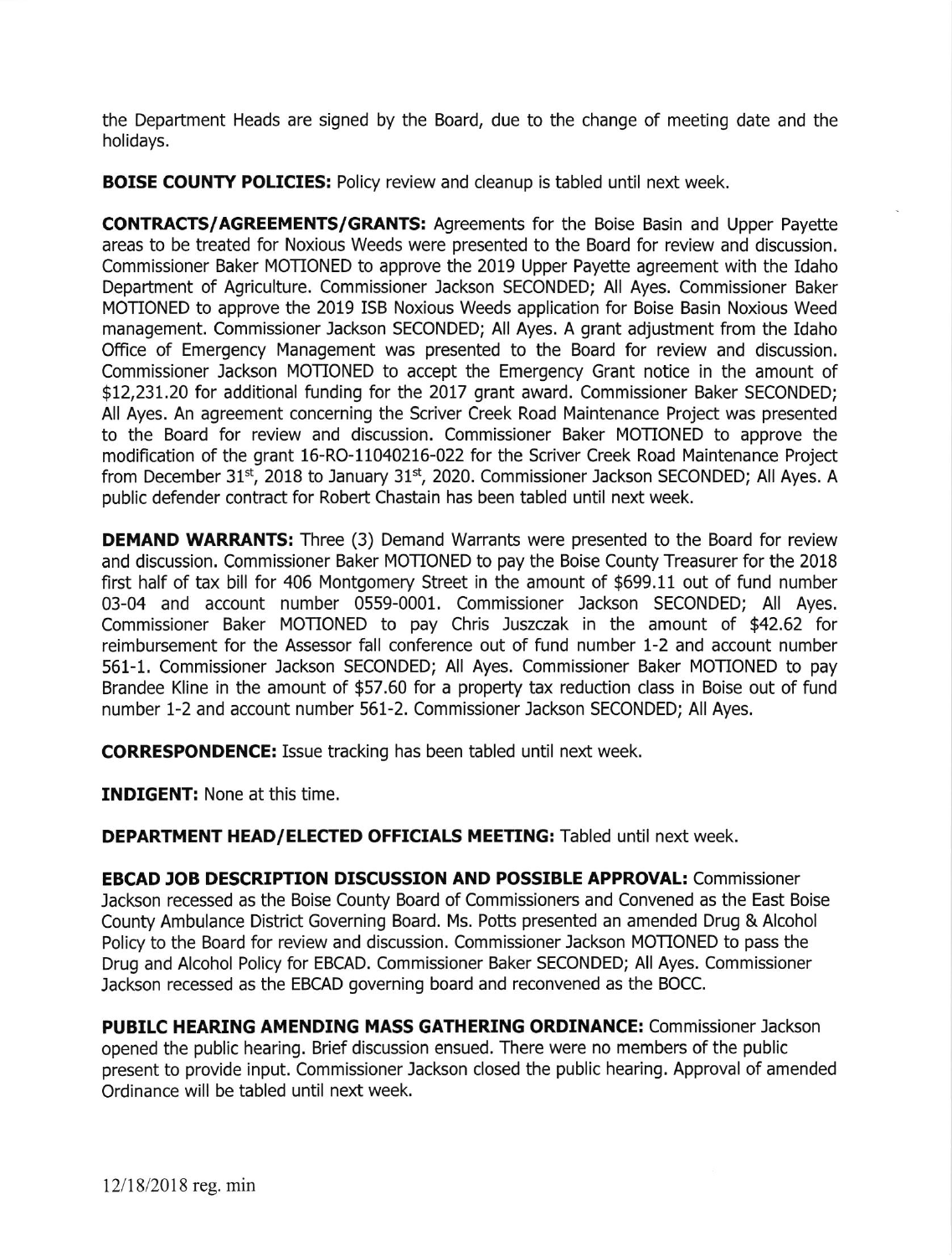the Department Heads are signed by the Board, due to the change of meeting date and the holidays.

**BOISE COUNTY POLICIES:** Policy review and cleanup is tabled until next week.

**CONTRACTS/AGREEMENTS/GRANTS:** Agreements for the Boise Basin and Upper Payette areas to be treated for Noxious Weeds were presented to the Board for review and discussion. Commissioner Baker MOTIONED to approve the 2019 Upper Payette agreement with the Idaho Department of Agriculture. Commissioner Jackson SECONDED; All Ayes. Commissioner Baker MOTIONED to approve the 2019 ISB Noxious Weeds application for Boise Basin Noxious Weed management. Commissioner Jackson SECONDED; All Ayes. A grant adjustment from the Idaho Office of Emergency Management was presented to the Board for review and discussion. Commissioner Jackson MOTIONED to accept the Emergency Grant notice in the amount of $12,231.20 for additional funding for the 2017 grant award. Commissioner Baker SECONDED; All Ayes. An agreement concerning the Scriver Creek Road Maintenance Project was presented to the Board for review and discussion. Commissioner Baker MOTIONED to approve the modification of the grant 16-RO-11040216-022 for the Scriver Creek Road Maintenance Project from December 31st, 2018 to January 31st, 2020. Commissioner Jackson SECONDED; All Ayes. A public defender contract for Robert Chastain has been tabled until next week.

**DEMAND WARRANTS:** Three (3) Demand Warrants were presented to the Board for review and discussion. Commissioner Baker MOTIONED to pay the Boise County Treasurer for the 2018 first half of tax bill for 406 Montgomery Street in the amount of $699.11 out of fund number 03-04 and account number 0559-0001. Commissioner Jackson SECONDED; All Ayes. Commissioner Baker MOTIONED to pay Chris Juszczak in the amount of $42.62 for reimbursement for the Assessor fall conference out of fund number 1-2 and account number 561-1. Commissioner Jackson SECONDED; All Ayes. Commissioner Baker MOTIONED to pay Brandee Kline in the amount of $57.60 for a property tax reduction class in Boise out of fund number 1-2 and account number 561-2. Commissioner Jackson SECONDED; All Ayes.

**CORRESPONDENCE:** Issue tracking has been tabled until next week.

**INDIGENT:** None at this time.

**DEPARTMENT HEAD/ELECTED OFFICIALS MEETING:** Tabled until next week.

**EBCAD JOB DESCRIPTION DISCUSSION AND POSSIBLE APPROVAL:** Commissioner Jackson recessed as the Boise County Board of Commissioners and Convened as the East Boise County Ambulance District Governing Board. Ms. Potts presented an amended Drug & Alcohol Policy to the Board for review and discussion. Commissioner Jackson MOTIONED to pass the Drug and Alcohol Policy for EBCAD. Commissioner Baker SECONDED; All Ayes. Commissioner Jackson recessed as the EBCAD governing board and reconvened as the BOCC.

**PUBILC HEARING AMENDING MASS GATHERING ORDINANCE:** Commissioner Jackson opened the public hearing. Brief discussion ensued. There were no members of the public present to provide input. Commissioner Jackson closed the public hearing. Approval of amended Ordinance will be tabled until next week.

12/18/2018 reg. min